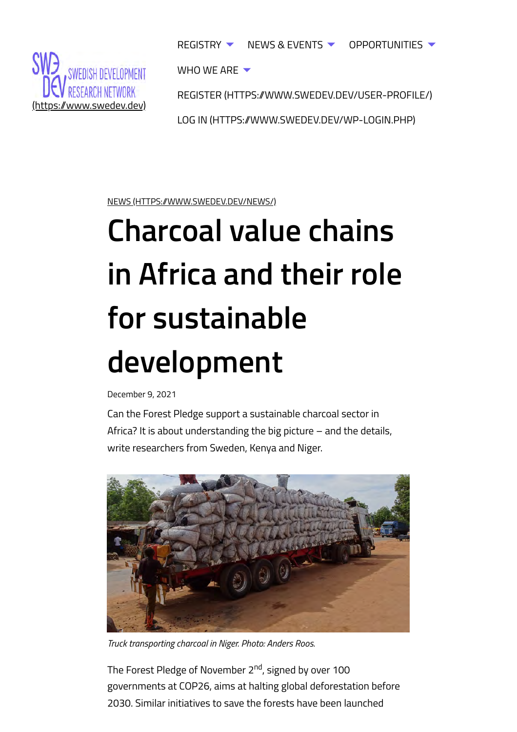(https://www.swedev.dev)

REGISTRY NEWS & EVENTS OPPORTUNITIES WHO WE ARE

REGISTER (HTTPS://WWW.SWEDEV.DEV/USER-PROFILE/)

LOG IN (HTTPS://WWW.SWEDEV.DEV/WP-LOGIN.PHP)

NEWS (HTTPS://WWW.SWEDEV.DEV/NEWS/)

# Charcoal value chains in Africa and their role for sustainable development

December 9, 2021

Can the Forest Pledge support a sustainable charcoal sector in Africa? It is about understanding the big picture – and the details, write researchers from Sweden, Kenya and Niger.

*Truck transporting charcoal in Niger. Photo: Anders Roos.*

The Forest Pledge of November 2nd, signed by over 100 governments at COP26, aims at halting global deforestation before 2030. Similar initiatives to save the forests have been launched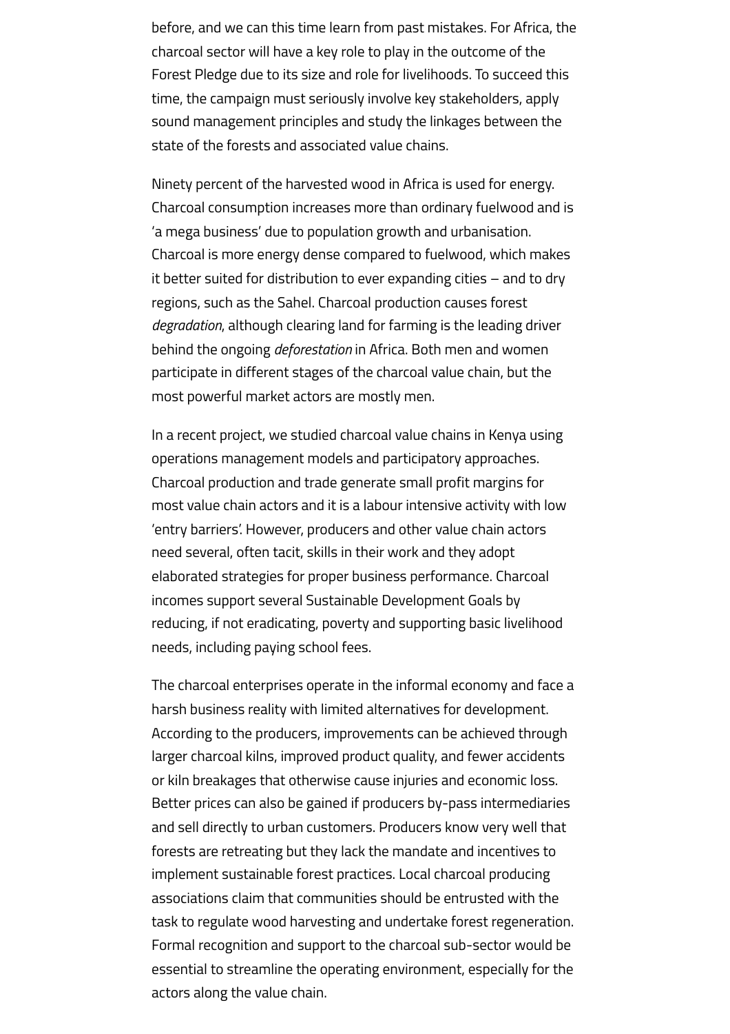before, and we can this time learn from past mistakes. For Africa, the charcoal sector will have a key role to play in the outcome of the Forest Pledge due to its size and role for livelihoods. To succeed this time, the campaign must seriously involve key stakeholders, apply sound management principles and study the linkages between the state of the forests and associated value chains.

Ninety percent of the harvested wood in Africa is used for energy. Charcoal consumption increases more than ordinary fuelwood and is 'a mega business' due to population growth and urbanisation. Charcoal is more energy dense compared to fuelwood, which makes it better suited for distribution to ever expanding cities – and to dry regions, such as the Sahel. Charcoal production causes forest *degradation*, although clearing land for farming is the leading driver behind the ongoing *deforestation* in Africa. Both men and women participate in different stages of the charcoal value chain, but the most powerful market actors are mostly men.

In a recent project, we studied charcoal value chains in Kenya using operations management models and participatory approaches. Charcoal production and trade generate small profit margins for most value chain actors and it is a labour intensive activity with low 'entry barriers'. However, producers and other value chain actors need several, often tacit, skills in their work and they adopt elaborated strategies for proper business performance. Charcoal incomes support several Sustainable Development Goals by reducing, if not eradicating, poverty and supporting basic livelihood needs, including paying school fees.

The charcoal enterprises operate in the informal economy and face a harsh business reality with limited alternatives for development. According to the producers, improvements can be achieved through larger charcoal kilns, improved product quality, and fewer accidents or kiln breakages that otherwise cause injuries and economic loss. Better prices can also be gained if producers by-pass intermediaries and sell directly to urban customers. Producers know very well that forests are retreating but they lack the mandate and incentives to implement sustainable forest practices. Local charcoal producing associations claim that communities should be entrusted with the task to regulate wood harvesting and undertake forest regeneration. Formal recognition and support to the charcoal sub-sector would be essential to streamline the operating environment, especially for the actors along the value chain.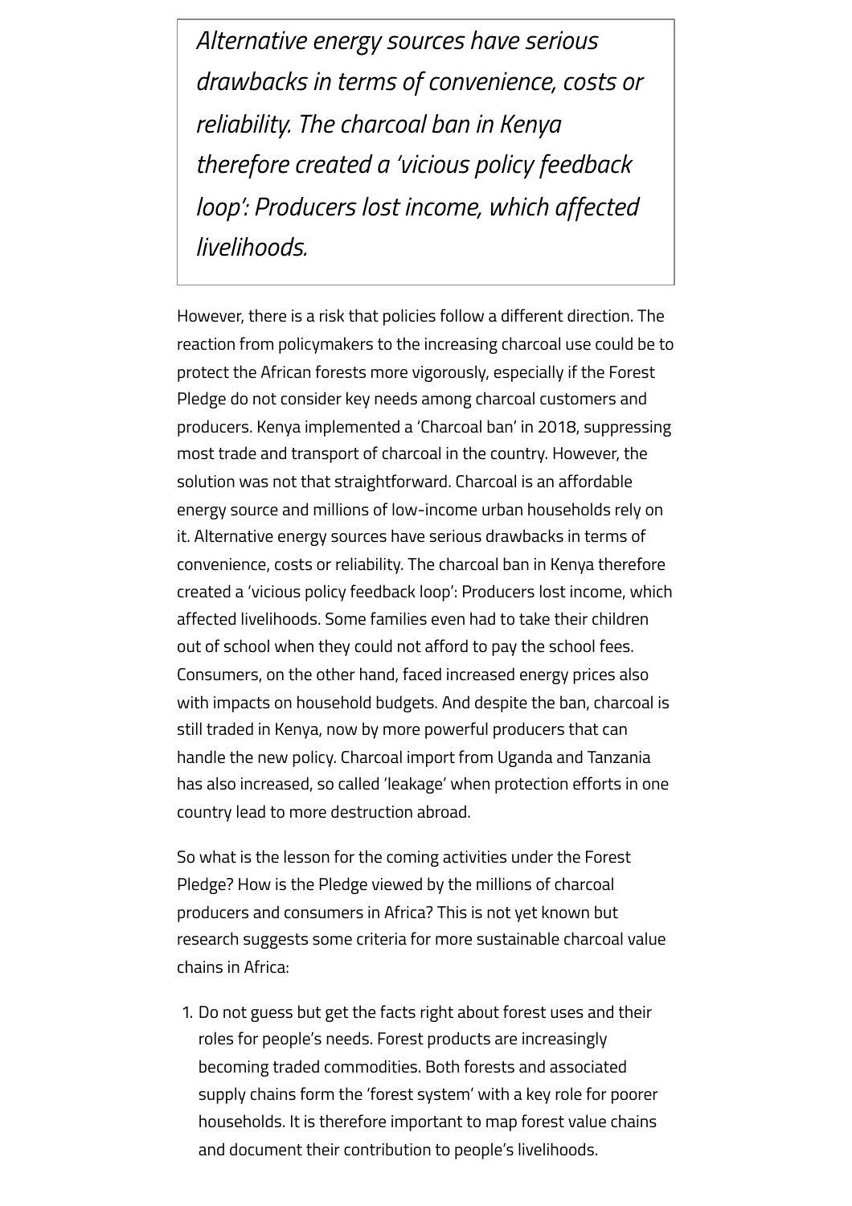> *Alternative energy sources have serious drawbacks in terms of convenience, costs or reliability. The charcoal ban in Kenya therefore created a 'vicious policy feedback loop': Producers lost income, which affected livelihoods.*

However, there is a risk that policies follow a different direction. The reaction from policymakers to the increasing charcoal use could be to protect the African forests more vigorously, especially if the Forest Pledge do not consider key needs among charcoal customers and producers. Kenya implemented a 'Charcoal ban' in 2018, suppressing most trade and transport of charcoal in the country. However, the solution was not that straightforward. Charcoal is an affordable energy source and millions of low-income urban households rely on it. Alternative energy sources have serious drawbacks in terms of convenience, costs or reliability. The charcoal ban in Kenya therefore created a 'vicious policy feedback loop': Producers lost income, which affected livelihoods. Some families even had to take their children out of school when they could not afford to pay the school fees. Consumers, on the other hand, faced increased energy prices also with impacts on household budgets. And despite the ban, charcoal is still traded in Kenya, now by more powerful producers that can handle the new policy. Charcoal import from Uganda and Tanzania has also increased, so called 'leakage' when protection efforts in one country lead to more destruction abroad.

So what is the lesson for the coming activities under the Forest Pledge? How is the Pledge viewed by the millions of charcoal producers and consumers in Africa? This is not yet known but research suggests some criteria for more sustainable charcoal value chains in Africa:

1. Do not guess but get the facts right about forest uses and their roles for people's needs. Forest products are increasingly becoming traded commodities. Both forests and associated supply chains form the 'forest system' with a key role for poorer households. It is therefore important to map forest value chains and document their contribution to people's livelihoods.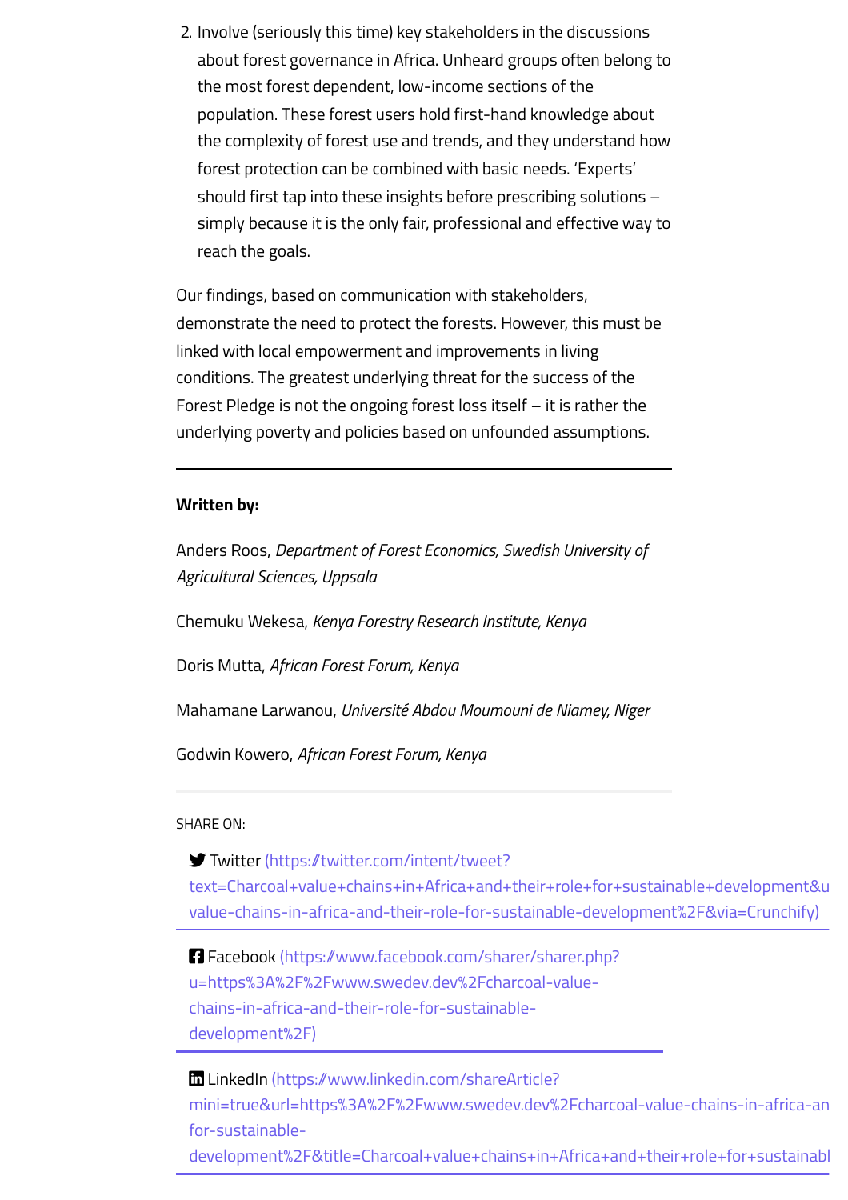2. Involve (seriously this time) key stakeholders in the discussions about forest governance in Africa. Unheard groups often belong to the most forest dependent, low-income sections of the population. These forest users hold first-hand knowledge about the complexity of forest use and trends, and they understand how forest protection can be combined with basic needs. 'Experts' should first tap into these insights before prescribing solutions – simply because it is the only fair, professional and effective way to reach the goals.

Our findings, based on communication with stakeholders, demonstrate the need to protect the forests. However, this must be linked with local empowerment and improvements in living conditions. The greatest underlying threat for the success of the Forest Pledge is not the ongoing forest loss itself – it is rather the underlying poverty and policies based on unfounded assumptions.

---

**Written by:**

Anders Roos, *Department of Forest Economics, Swedish University of Agricultural Sciences, Uppsala*

Chemuku Wekesa, *Kenya Forestry Research Institute, Kenya*

Doris Mutta, *African Forest Forum, Kenya*

Mahamane Larwanou, *Université Abdou Moumouni de Niamey, Niger*

Godwin Kowero, *African Forest Forum, Kenya*

---

SHARE ON:

- Twitter (https://twitter.com/intent/tweet?text=Charcoal+value+chains+in+Africa+and+their+role+for+sustainable+development&u value-chains-in-africa-and-their-role-for-sustainable-development%2F&via=Crunchify)
- Facebook (https://www.facebook.com/sharer/sharer.php?u=https%3A%2F%2Fwww.swedev.dev%2Fcharcoal-value-chains-in-africa-and-their-role-for-sustainable-development%2F)
- LinkedIn (https://www.linkedin.com/shareArticle?mini=true&url=https%3A%2F%2Fwww.swedev.dev%2Fcharcoal-value-chains-in-africa-an for-sustainable-development%2F&title=Charcoal+value+chains+in+Africa+and+their+role+for+sustainabl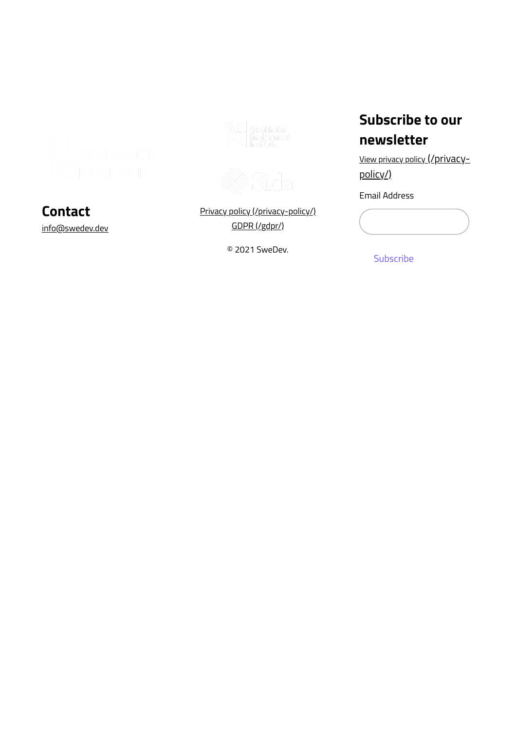## Contact

info@swedev.dev

Privacy policy (/privacy-policy/)
GDPR (/gdpr/)

© 2021 SweDev.

## Subscribe to our newsletter

View privacy policy (/privacy-policy/)

Email Address

Subscribe